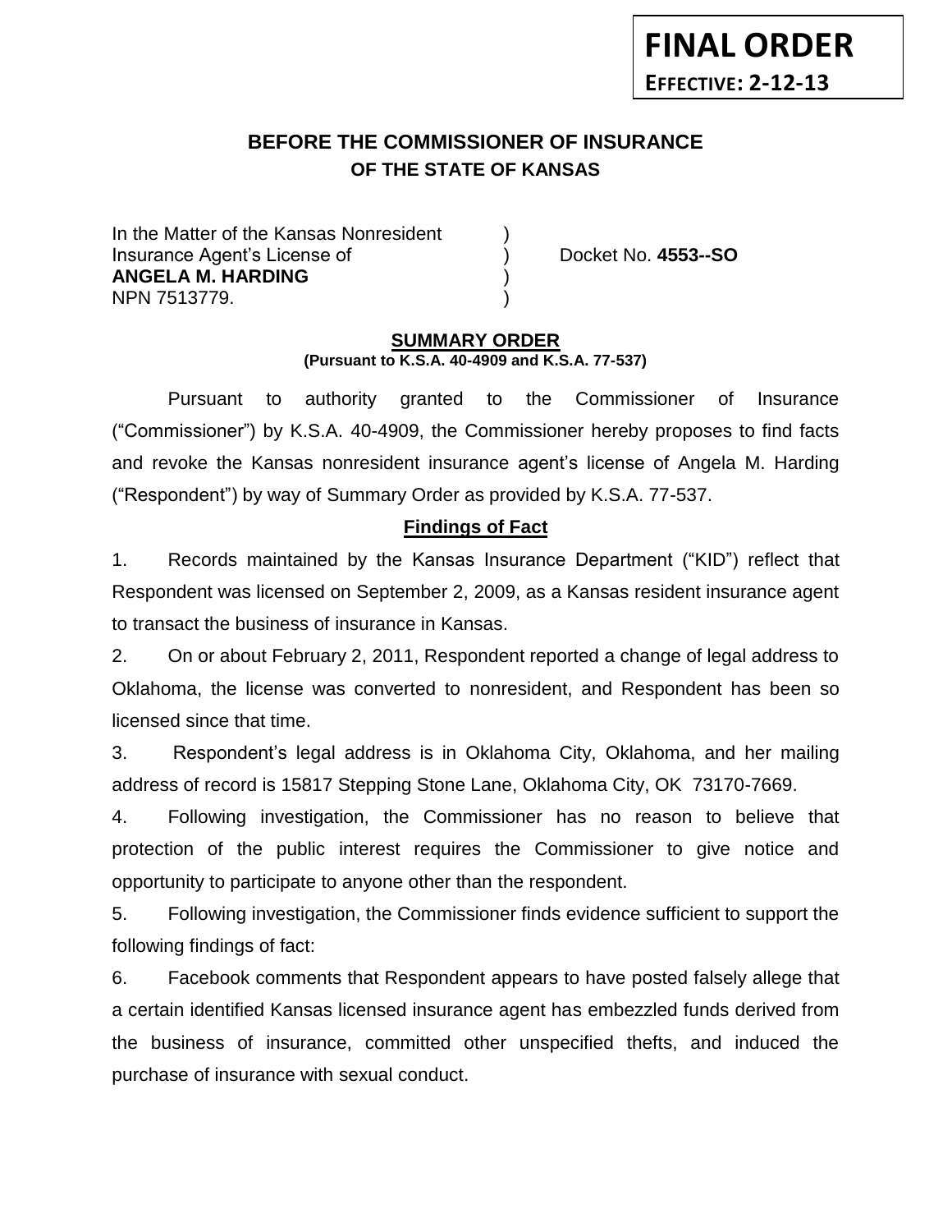**FINAL ORDER**
**EFFECTIVE: 2-12-13**

# BEFORE THE COMMISSIONER OF INSURANCE
## OF THE STATE OF KANSAS

| | | |
|---|---|---|
| In the Matter of the Kansas Nonresident | ) | |
| Insurance Agent's License of | ) | Docket No. **4553--SO** |
| **ANGELA M. HARDING** | ) | |
| NPN 7513779. | ) | |

**SUMMARY ORDER**
**(Pursuant to K.S.A. 40-4909 and K.S.A. 77-537)**

Pursuant to authority granted to the Commissioner of Insurance ("Commissioner") by K.S.A. 40-4909, the Commissioner hereby proposes to find facts and revoke the Kansas nonresident insurance agent's license of Angela M. Harding ("Respondent") by way of Summary Order as provided by K.S.A. 77-537.

**Findings of Fact**

1. Records maintained by the Kansas Insurance Department ("KID") reflect that Respondent was licensed on September 2, 2009, as a Kansas resident insurance agent to transact the business of insurance in Kansas.

2. On or about February 2, 2011, Respondent reported a change of legal address to Oklahoma, the license was converted to nonresident, and Respondent has been so licensed since that time.

3. Respondent's legal address is in Oklahoma City, Oklahoma, and her mailing address of record is 15817 Stepping Stone Lane, Oklahoma City, OK 73170-7669.

4. Following investigation, the Commissioner has no reason to believe that protection of the public interest requires the Commissioner to give notice and opportunity to participate to anyone other than the respondent.

5. Following investigation, the Commissioner finds evidence sufficient to support the following findings of fact:

6. Facebook comments that Respondent appears to have posted falsely allege that a certain identified Kansas licensed insurance agent has embezzled funds derived from the business of insurance, committed other unspecified thefts, and induced the purchase of insurance with sexual conduct.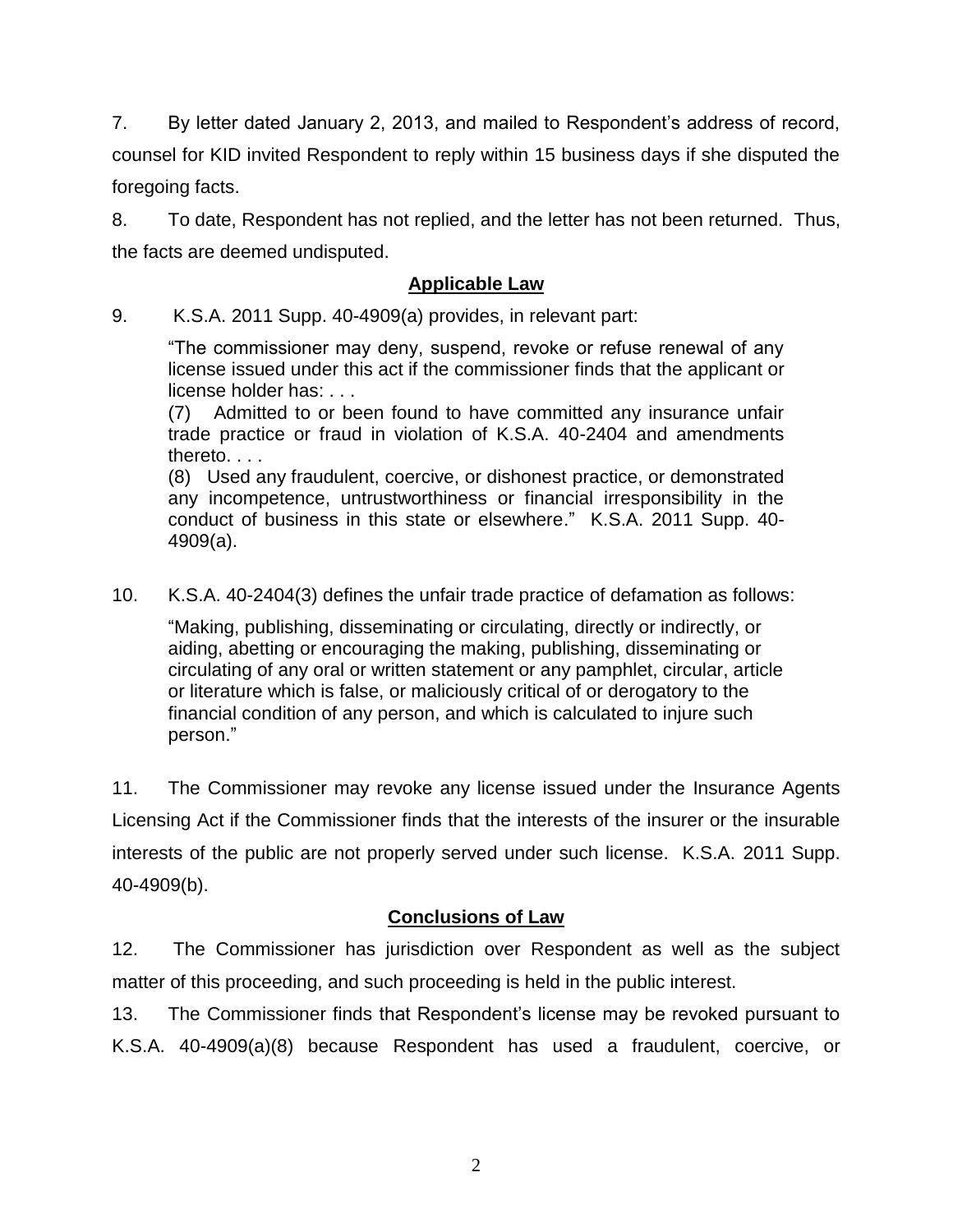7. By letter dated January 2, 2013, and mailed to Respondent's address of record, counsel for KID invited Respondent to reply within 15 business days if she disputed the foregoing facts.

8. To date, Respondent has not replied, and the letter has not been returned. Thus, the facts are deemed undisputed.

## Applicable Law

9. K.S.A. 2011 Supp. 40-4909(a) provides, in relevant part:

> "The commissioner may deny, suspend, revoke or refuse renewal of any license issued under this act if the commissioner finds that the applicant or license holder has: . . .
> (7) Admitted to or been found to have committed any insurance unfair trade practice or fraud in violation of K.S.A. 40-2404 and amendments thereto. . . .
> (8) Used any fraudulent, coercive, or dishonest practice, or demonstrated any incompetence, untrustworthiness or financial irresponsibility in the conduct of business in this state or elsewhere." K.S.A. 2011 Supp. 40-4909(a).

10. K.S.A. 40-2404(3) defines the unfair trade practice of defamation as follows:

> "Making, publishing, disseminating or circulating, directly or indirectly, or aiding, abetting or encouraging the making, publishing, disseminating or circulating of any oral or written statement or any pamphlet, circular, article or literature which is false, or maliciously critical of or derogatory to the financial condition of any person, and which is calculated to injure such person."

11. The Commissioner may revoke any license issued under the Insurance Agents Licensing Act if the Commissioner finds that the interests of the insurer or the insurable interests of the public are not properly served under such license. K.S.A. 2011 Supp. 40-4909(b).

## Conclusions of Law

12. The Commissioner has jurisdiction over Respondent as well as the subject matter of this proceeding, and such proceeding is held in the public interest.

13. The Commissioner finds that Respondent's license may be revoked pursuant to K.S.A. 40-4909(a)(8) because Respondent has used a fraudulent, coercive, or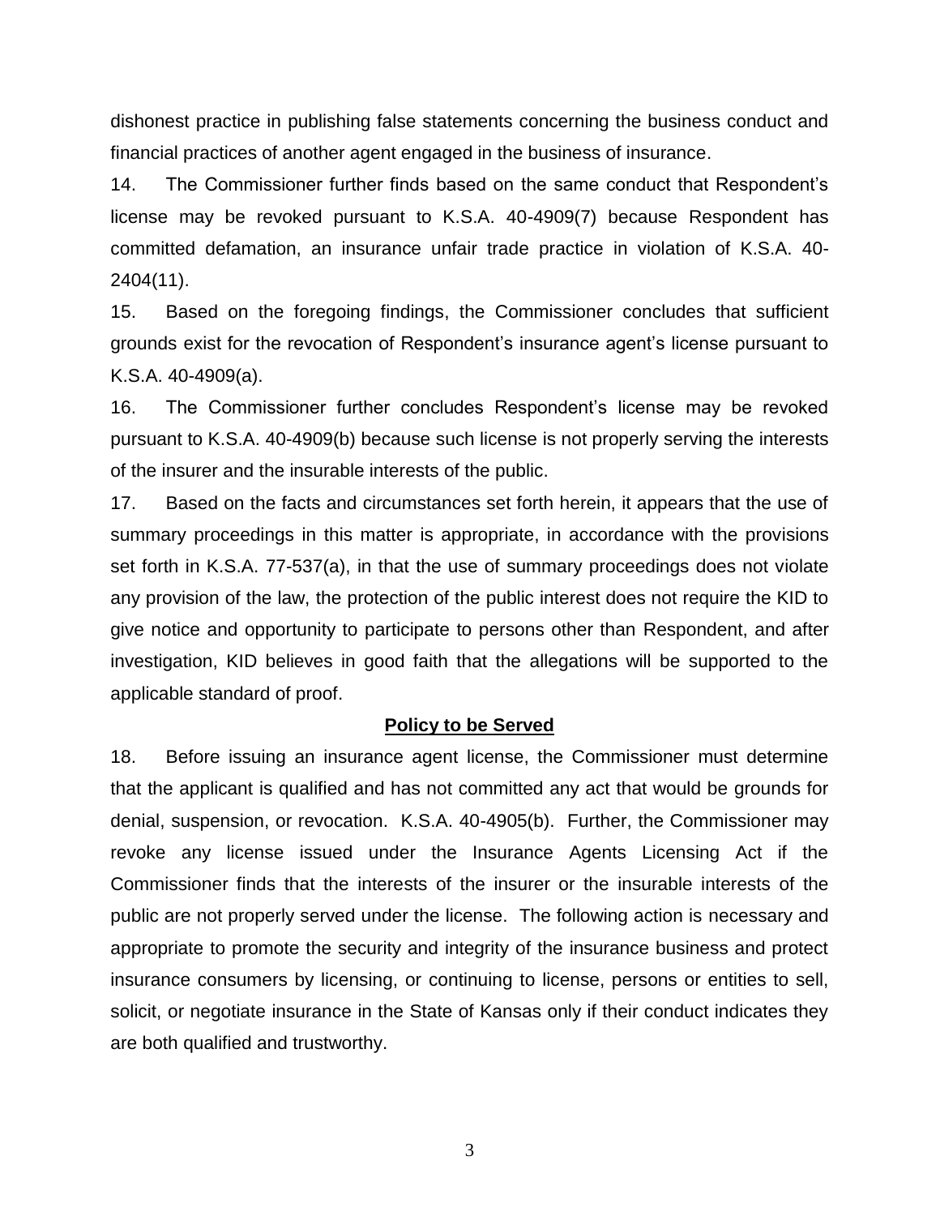dishonest practice in publishing false statements concerning the business conduct and financial practices of another agent engaged in the business of insurance.

14. The Commissioner further finds based on the same conduct that Respondent's license may be revoked pursuant to K.S.A. 40-4909(7) because Respondent has committed defamation, an insurance unfair trade practice in violation of K.S.A. 40-2404(11).

15. Based on the foregoing findings, the Commissioner concludes that sufficient grounds exist for the revocation of Respondent's insurance agent's license pursuant to K.S.A. 40-4909(a).

16. The Commissioner further concludes Respondent's license may be revoked pursuant to K.S.A. 40-4909(b) because such license is not properly serving the interests of the insurer and the insurable interests of the public.

17. Based on the facts and circumstances set forth herein, it appears that the use of summary proceedings in this matter is appropriate, in accordance with the provisions set forth in K.S.A. 77-537(a), in that the use of summary proceedings does not violate any provision of the law, the protection of the public interest does not require the KID to give notice and opportunity to participate to persons other than Respondent, and after investigation, KID believes in good faith that the allegations will be supported to the applicable standard of proof.

**Policy to be Served**

18. Before issuing an insurance agent license, the Commissioner must determine that the applicant is qualified and has not committed any act that would be grounds for denial, suspension, or revocation. K.S.A. 40-4905(b). Further, the Commissioner may revoke any license issued under the Insurance Agents Licensing Act if the Commissioner finds that the interests of the insurer or the insurable interests of the public are not properly served under the license. The following action is necessary and appropriate to promote the security and integrity of the insurance business and protect insurance consumers by licensing, or continuing to license, persons or entities to sell, solicit, or negotiate insurance in the State of Kansas only if their conduct indicates they are both qualified and trustworthy.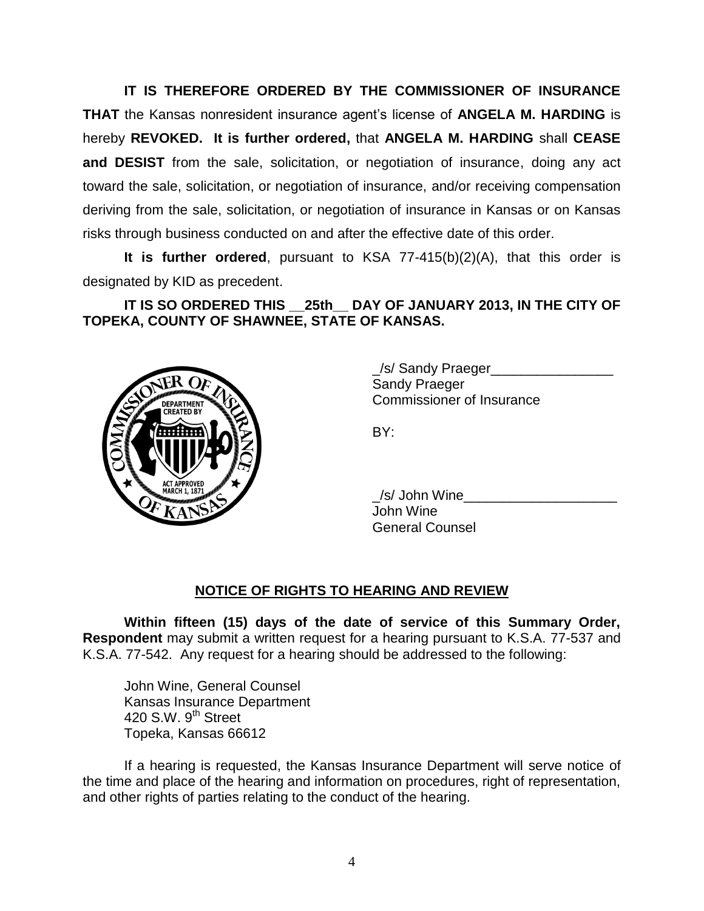**IT IS THEREFORE ORDERED BY THE COMMISSIONER OF INSURANCE THAT** the Kansas nonresident insurance agent's license of **ANGELA M. HARDING** is hereby **REVOKED. It is further ordered,** that **ANGELA M. HARDING** shall **CEASE and DESIST** from the sale, solicitation, or negotiation of insurance, doing any act toward the sale, solicitation, or negotiation of insurance, and/or receiving compensation deriving from the sale, solicitation, or negotiation of insurance in Kansas or on Kansas risks through business conducted on and after the effective date of this order.

**It is further ordered**, pursuant to KSA 77-415(b)(2)(A), that this order is designated by KID as precedent.

**IT IS SO ORDERED THIS __25th__ DAY OF JANUARY 2013, IN THE CITY OF TOPEKA, COUNTY OF SHAWNEE, STATE OF KANSAS.**

_/s/ Sandy Praeger________________
Sandy Praeger
Commissioner of Insurance

BY:

_/s/ John Wine____________________
John Wine
General Counsel

## NOTICE OF RIGHTS TO HEARING AND REVIEW

**Within fifteen (15) days of the date of service of this Summary Order, Respondent** may submit a written request for a hearing pursuant to K.S.A. 77-537 and K.S.A. 77-542. Any request for a hearing should be addressed to the following:

John Wine, General Counsel
Kansas Insurance Department
420 S.W. 9th Street
Topeka, Kansas 66612

If a hearing is requested, the Kansas Insurance Department will serve notice of the time and place of the hearing and information on procedures, right of representation, and other rights of parties relating to the conduct of the hearing.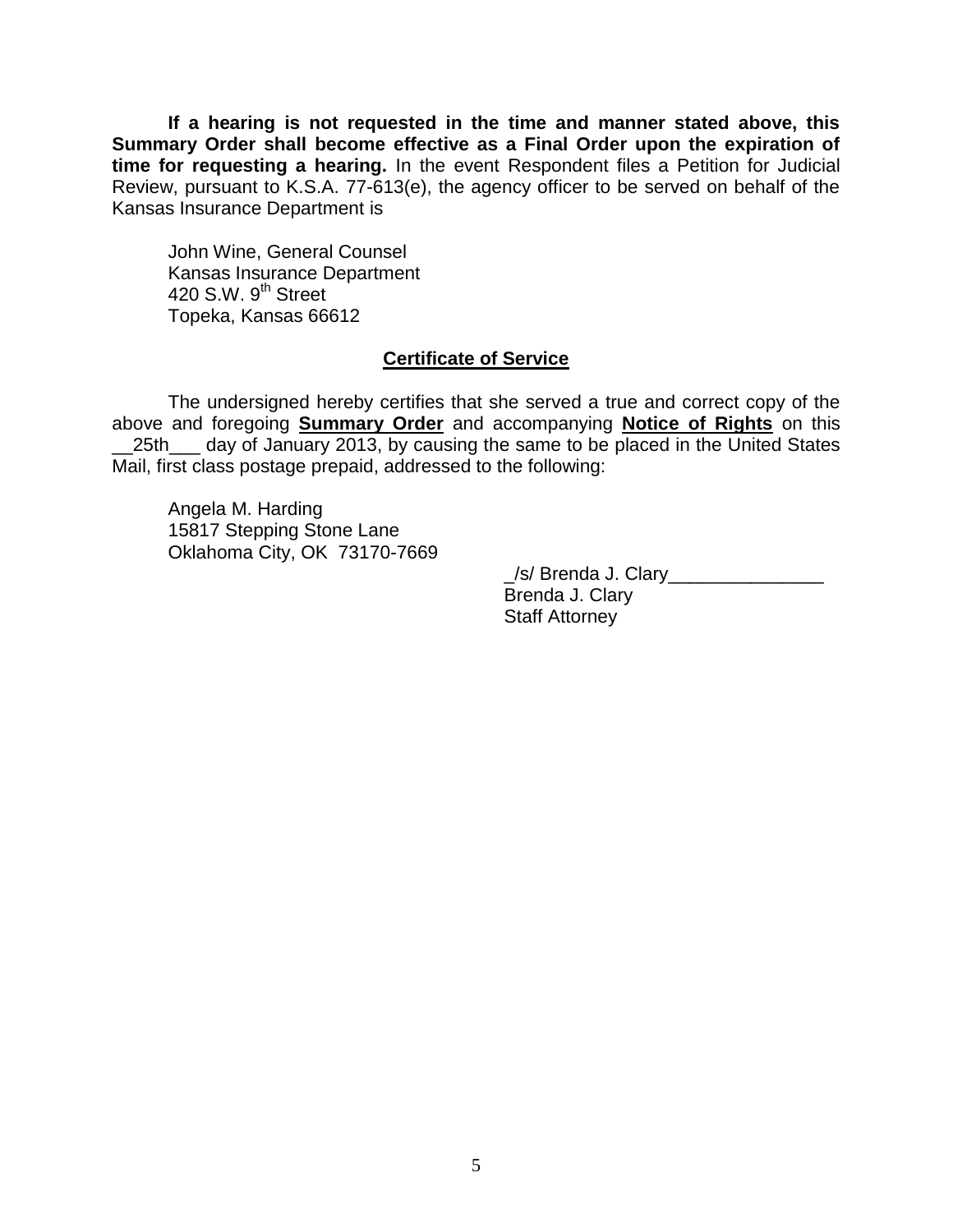**If a hearing is not requested in the time and manner stated above, this Summary Order shall become effective as a Final Order upon the expiration of time for requesting a hearing.** In the event Respondent files a Petition for Judicial Review, pursuant to K.S.A. 77-613(e), the agency officer to be served on behalf of the Kansas Insurance Department is

John Wine, General Counsel
Kansas Insurance Department
420 S.W. 9th Street
Topeka, Kansas 66612

## Certificate of Service

The undersigned hereby certifies that she served a true and correct copy of the above and foregoing **Summary Order** and accompanying **Notice of Rights** on this __25th___ day of January 2013, by causing the same to be placed in the United States Mail, first class postage prepaid, addressed to the following:

Angela M. Harding
15817 Stepping Stone Lane
Oklahoma City, OK 73170-7669

_/s/ Brenda J. Clary_______________
Brenda J. Clary
Staff Attorney